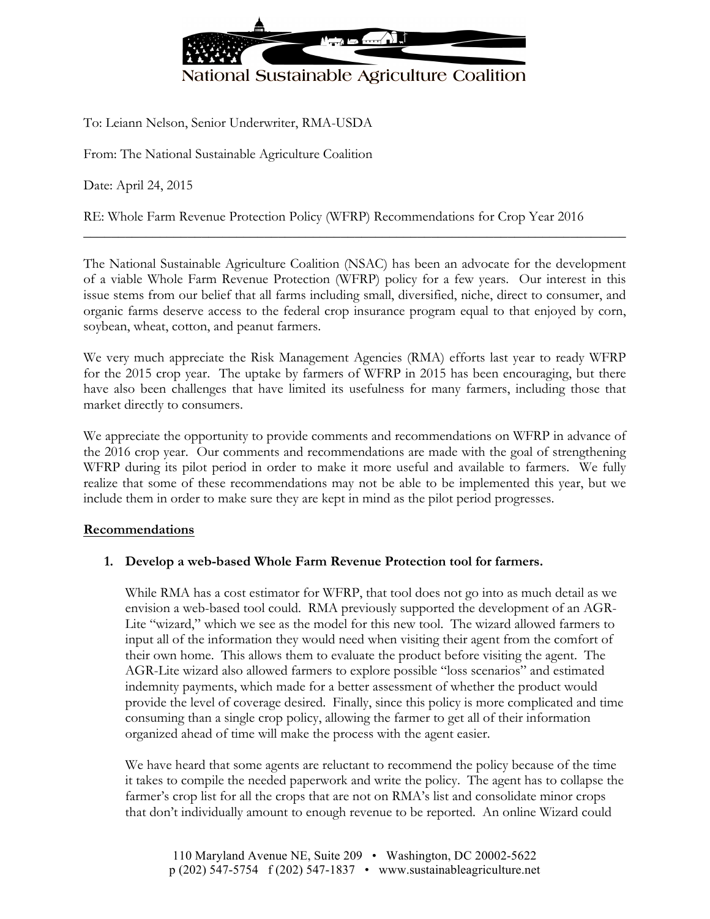# National Sustainable Agriculture Coalition

To: Leiann Nelson, Senior Underwriter, RMA-USDA

From: The National Sustainable Agriculture Coalition

Date: April 24, 2015

RE: Whole Farm Revenue Protection Policy (WFRP) Recommendations for Crop Year 2016

---

The National Sustainable Agriculture Coalition (NSAC) has been an advocate for the development of a viable Whole Farm Revenue Protection (WFRP) policy for a few years. Our interest in this issue stems from our belief that all farms including small, diversified, niche, direct to consumer, and organic farms deserve access to the federal crop insurance program equal to that enjoyed by corn, soybean, wheat, cotton, and peanut farmers.

We very much appreciate the Risk Management Agencies (RMA) efforts last year to ready WFRP for the 2015 crop year. The uptake by farmers of WFRP in 2015 has been encouraging, but there have also been challenges that have limited its usefulness for many farmers, including those that market directly to consumers.

We appreciate the opportunity to provide comments and recommendations on WFRP in advance of the 2016 crop year. Our comments and recommendations are made with the goal of strengthening WFRP during its pilot period in order to make it more useful and available to farmers. We fully realize that some of these recommendations may not be able to be implemented this year, but we include them in order to make sure they are kept in mind as the pilot period progresses.

## Recommendations

1. **Develop a web-based Whole Farm Revenue Protection tool for farmers.**

   While RMA has a cost estimator for WFRP, that tool does not go into as much detail as we envision a web-based tool could. RMA previously supported the development of an AGR-Lite "wizard," which we see as the model for this new tool. The wizard allowed farmers to input all of the information they would need when visiting their agent from the comfort of their own home. This allows them to evaluate the product before visiting the agent. The AGR-Lite wizard also allowed farmers to explore possible "loss scenarios" and estimated indemnity payments, which made for a better assessment of whether the product would provide the level of coverage desired. Finally, since this policy is more complicated and time consuming than a single crop policy, allowing the farmer to get all of their information organized ahead of time will make the process with the agent easier.

   We have heard that some agents are reluctant to recommend the policy because of the time it takes to compile the needed paperwork and write the policy. The agent has to collapse the farmer's crop list for all the crops that are not on RMA's list and consolidate minor crops that don't individually amount to enough revenue to be reported. An online Wizard could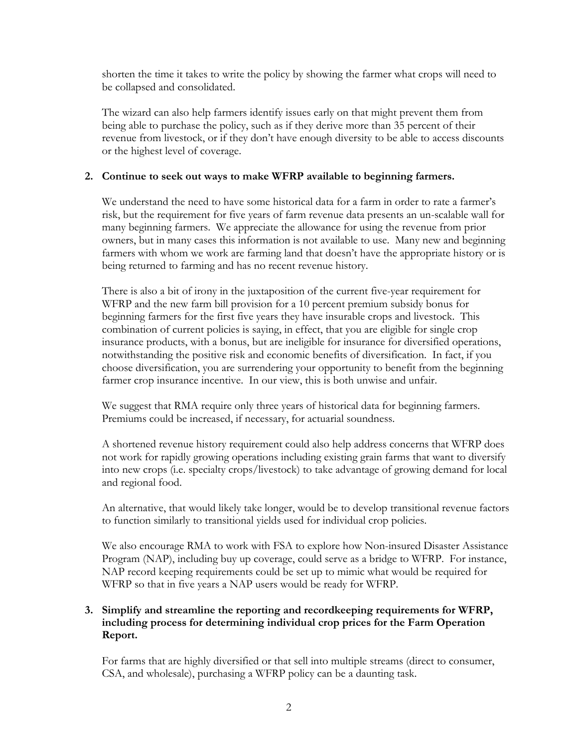shorten the time it takes to write the policy by showing the farmer what crops will need to be collapsed and consolidated.

The wizard can also help farmers identify issues early on that might prevent them from being able to purchase the policy, such as if they derive more than 35 percent of their revenue from livestock, or if they don't have enough diversity to be able to access discounts or the highest level of coverage.

2. **Continue to seek out ways to make WFRP available to beginning farmers.**

   We understand the need to have some historical data for a farm in order to rate a farmer's risk, but the requirement for five years of farm revenue data presents an un-scalable wall for many beginning farmers. We appreciate the allowance for using the revenue from prior owners, but in many cases this information is not available to use. Many new and beginning farmers with whom we work are farming land that doesn't have the appropriate history or is being returned to farming and has no recent revenue history.

   There is also a bit of irony in the juxtaposition of the current five-year requirement for WFRP and the new farm bill provision for a 10 percent premium subsidy bonus for beginning farmers for the first five years they have insurable crops and livestock. This combination of current policies is saying, in effect, that you are eligible for single crop insurance products, with a bonus, but are ineligible for insurance for diversified operations, notwithstanding the positive risk and economic benefits of diversification. In fact, if you choose diversification, you are surrendering your opportunity to benefit from the beginning farmer crop insurance incentive. In our view, this is both unwise and unfair.

   We suggest that RMA require only three years of historical data for beginning farmers. Premiums could be increased, if necessary, for actuarial soundness.

   A shortened revenue history requirement could also help address concerns that WFRP does not work for rapidly growing operations including existing grain farms that want to diversify into new crops (i.e. specialty crops/livestock) to take advantage of growing demand for local and regional food.

   An alternative, that would likely take longer, would be to develop transitional revenue factors to function similarly to transitional yields used for individual crop policies.

   We also encourage RMA to work with FSA to explore how Non-insured Disaster Assistance Program (NAP), including buy up coverage, could serve as a bridge to WFRP. For instance, NAP record keeping requirements could be set up to mimic what would be required for WFRP so that in five years a NAP users would be ready for WFRP.

3. **Simplify and streamline the reporting and recordkeeping requirements for WFRP, including process for determining individual crop prices for the Farm Operation Report.**

   For farms that are highly diversified or that sell into multiple streams (direct to consumer, CSA, and wholesale), purchasing a WFRP policy can be a daunting task.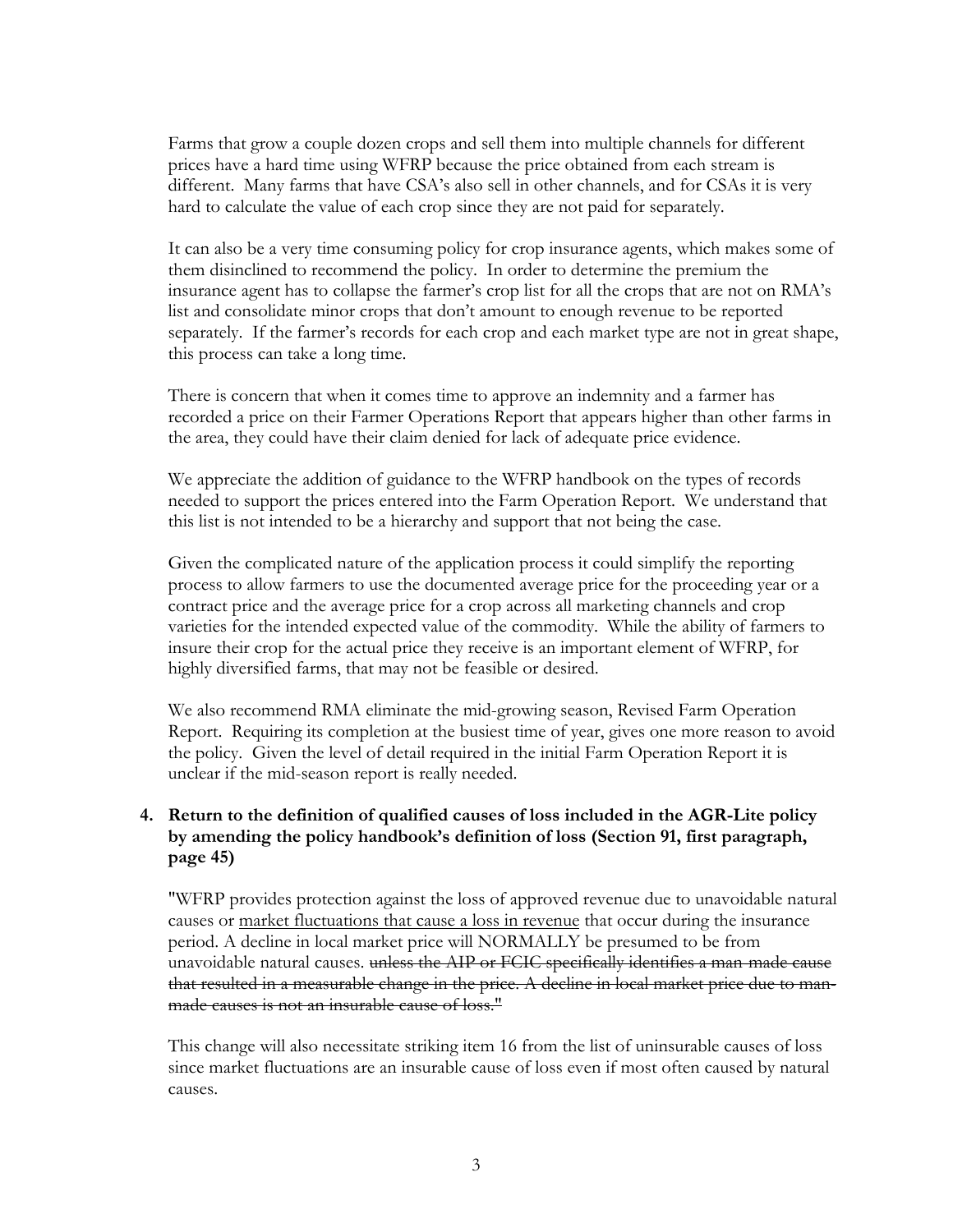Farms that grow a couple dozen crops and sell them into multiple channels for different prices have a hard time using WFRP because the price obtained from each stream is different. Many farms that have CSA's also sell in other channels, and for CSAs it is very hard to calculate the value of each crop since they are not paid for separately.

It can also be a very time consuming policy for crop insurance agents, which makes some of them disinclined to recommend the policy. In order to determine the premium the insurance agent has to collapse the farmer's crop list for all the crops that are not on RMA's list and consolidate minor crops that don't amount to enough revenue to be reported separately. If the farmer's records for each crop and each market type are not in great shape, this process can take a long time.

There is concern that when it comes time to approve an indemnity and a farmer has recorded a price on their Farmer Operations Report that appears higher than other farms in the area, they could have their claim denied for lack of adequate price evidence.

We appreciate the addition of guidance to the WFRP handbook on the types of records needed to support the prices entered into the Farm Operation Report. We understand that this list is not intended to be a hierarchy and support that not being the case.

Given the complicated nature of the application process it could simplify the reporting process to allow farmers to use the documented average price for the proceeding year or a contract price and the average price for a crop across all marketing channels and crop varieties for the intended expected value of the commodity. While the ability of farmers to insure their crop for the actual price they receive is an important element of WFRP, for highly diversified farms, that may not be feasible or desired.

We also recommend RMA eliminate the mid-growing season, Revised Farm Operation Report. Requiring its completion at the busiest time of year, gives one more reason to avoid the policy. Given the level of detail required in the initial Farm Operation Report it is unclear if the mid-season report is really needed.

**4. Return to the definition of qualified causes of loss included in the AGR-Lite policy by amending the policy handbook's definition of loss (Section 91, first paragraph, page 45)**

"WFRP provides protection against the loss of approved revenue due to unavoidable natural causes or <u>market fluctuations that cause a loss in revenue</u> that occur during the insurance period. A decline in local market price will NORMALLY be presumed to be from unavoidable natural causes. ~~unless the AIP or FCIC specifically identifies a man-made cause that resulted in a measurable change in the price. A decline in local market price due to man-made causes is not an insurable cause of loss."~~

This change will also necessitate striking item 16 from the list of uninsurable causes of loss since market fluctuations are an insurable cause of loss even if most often caused by natural causes.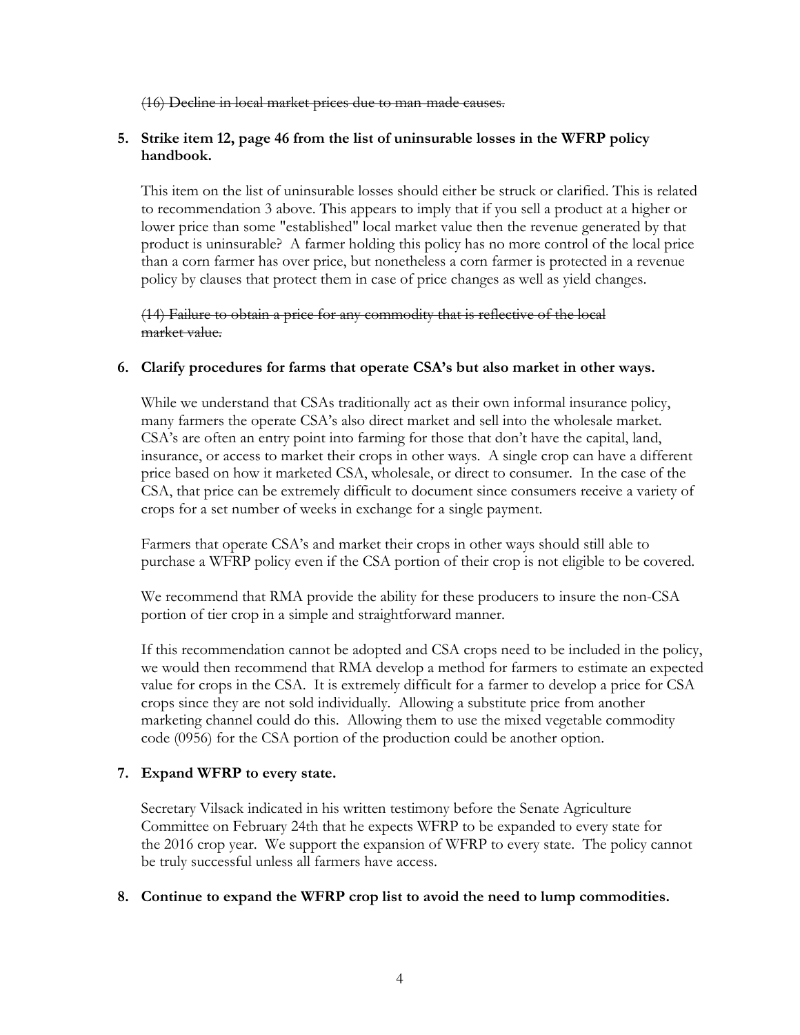~~(16) Decline in local market prices due to man-made causes.~~

**5. Strike item 12, page 46 from the list of uninsurable losses in the WFRP policy handbook.**

This item on the list of uninsurable losses should either be struck or clarified. This is related to recommendation 3 above. This appears to imply that if you sell a product at a higher or lower price than some "established" local market value then the revenue generated by that product is uninsurable? A farmer holding this policy has no more control of the local price than a corn farmer has over price, but nonetheless a corn farmer is protected in a revenue policy by clauses that protect them in case of price changes as well as yield changes.

~~(14) Failure to obtain a price for any commodity that is reflective of the local market value.~~

**6. Clarify procedures for farms that operate CSA's but also market in other ways.**

While we understand that CSAs traditionally act as their own informal insurance policy, many farmers the operate CSA's also direct market and sell into the wholesale market. CSA's are often an entry point into farming for those that don't have the capital, land, insurance, or access to market their crops in other ways. A single crop can have a different price based on how it marketed CSA, wholesale, or direct to consumer. In the case of the CSA, that price can be extremely difficult to document since consumers receive a variety of crops for a set number of weeks in exchange for a single payment.

Farmers that operate CSA's and market their crops in other ways should still able to purchase a WFRP policy even if the CSA portion of their crop is not eligible to be covered.

We recommend that RMA provide the ability for these producers to insure the non-CSA portion of tier crop in a simple and straightforward manner.

If this recommendation cannot be adopted and CSA crops need to be included in the policy, we would then recommend that RMA develop a method for farmers to estimate an expected value for crops in the CSA. It is extremely difficult for a farmer to develop a price for CSA crops since they are not sold individually. Allowing a substitute price from another marketing channel could do this. Allowing them to use the mixed vegetable commodity code (0956) for the CSA portion of the production could be another option.

**7. Expand WFRP to every state.**

Secretary Vilsack indicated in his written testimony before the Senate Agriculture Committee on February 24th that he expects WFRP to be expanded to every state for the 2016 crop year. We support the expansion of WFRP to every state. The policy cannot be truly successful unless all farmers have access.

**8. Continue to expand the WFRP crop list to avoid the need to lump commodities.**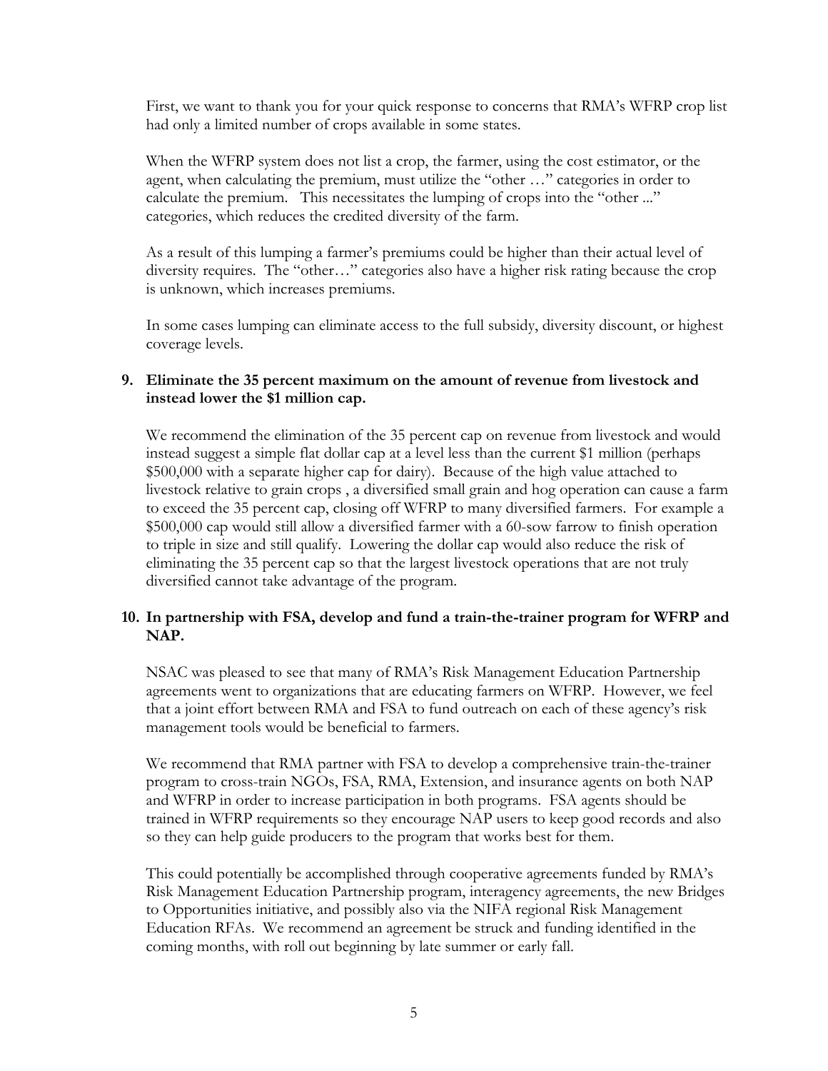First, we want to thank you for your quick response to concerns that RMA's WFRP crop list had only a limited number of crops available in some states.

When the WFRP system does not list a crop, the farmer, using the cost estimator, or the agent, when calculating the premium, must utilize the "other …" categories in order to calculate the premium. This necessitates the lumping of crops into the "other ..." categories, which reduces the credited diversity of the farm.

As a result of this lumping a farmer's premiums could be higher than their actual level of diversity requires. The "other…" categories also have a higher risk rating because the crop is unknown, which increases premiums.

In some cases lumping can eliminate access to the full subsidy, diversity discount, or highest coverage levels.

**9. Eliminate the 35 percent maximum on the amount of revenue from livestock and instead lower the $1 million cap.**

We recommend the elimination of the 35 percent cap on revenue from livestock and would instead suggest a simple flat dollar cap at a level less than the current $1 million (perhaps $500,000 with a separate higher cap for dairy). Because of the high value attached to livestock relative to grain crops , a diversified small grain and hog operation can cause a farm to exceed the 35 percent cap, closing off WFRP to many diversified farmers. For example a $500,000 cap would still allow a diversified farmer with a 60-sow farrow to finish operation to triple in size and still qualify. Lowering the dollar cap would also reduce the risk of eliminating the 35 percent cap so that the largest livestock operations that are not truly diversified cannot take advantage of the program.

**10. In partnership with FSA, develop and fund a train-the-trainer program for WFRP and NAP.**

NSAC was pleased to see that many of RMA's Risk Management Education Partnership agreements went to organizations that are educating farmers on WFRP. However, we feel that a joint effort between RMA and FSA to fund outreach on each of these agency's risk management tools would be beneficial to farmers.

We recommend that RMA partner with FSA to develop a comprehensive train-the-trainer program to cross-train NGOs, FSA, RMA, Extension, and insurance agents on both NAP and WFRP in order to increase participation in both programs. FSA agents should be trained in WFRP requirements so they encourage NAP users to keep good records and also so they can help guide producers to the program that works best for them.

This could potentially be accomplished through cooperative agreements funded by RMA's Risk Management Education Partnership program, interagency agreements, the new Bridges to Opportunities initiative, and possibly also via the NIFA regional Risk Management Education RFAs. We recommend an agreement be struck and funding identified in the coming months, with roll out beginning by late summer or early fall.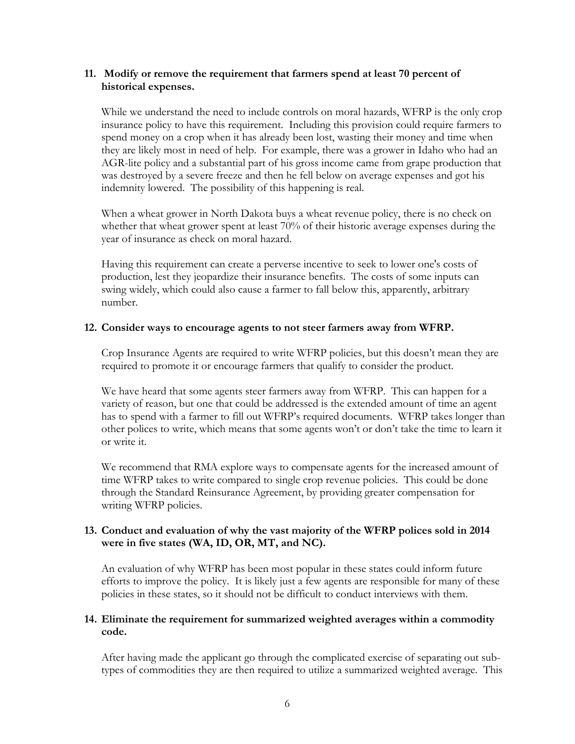11. **Modify or remove the requirement that farmers spend at least 70 percent of historical expenses.**

    While we understand the need to include controls on moral hazards, WFRP is the only crop insurance policy to have this requirement. Including this provision could require farmers to spend money on a crop when it has already been lost, wasting their money and time when they are likely most in need of help. For example, there was a grower in Idaho who had an AGR-lite policy and a substantial part of his gross income came from grape production that was destroyed by a severe freeze and then he fell below on average expenses and got his indemnity lowered. The possibility of this happening is real.

    When a wheat grower in North Dakota buys a wheat revenue policy, there is no check on whether that wheat grower spent at least 70% of their historic average expenses during the year of insurance as check on moral hazard.

    Having this requirement can create a perverse incentive to seek to lower one's costs of production, lest they jeopardize their insurance benefits. The costs of some inputs can swing widely, which could also cause a farmer to fall below this, apparently, arbitrary number.

12. **Consider ways to encourage agents to not steer farmers away from WFRP.**

    Crop Insurance Agents are required to write WFRP policies, but this doesn't mean they are required to promote it or encourage farmers that qualify to consider the product.

    We have heard that some agents steer farmers away from WFRP. This can happen for a variety of reason, but one that could be addressed is the extended amount of time an agent has to spend with a farmer to fill out WFRP's required documents. WFRP takes longer than other polices to write, which means that some agents won't or don't take the time to learn it or write it.

    We recommend that RMA explore ways to compensate agents for the increased amount of time WFRP takes to write compared to single crop revenue policies. This could be done through the Standard Reinsurance Agreement, by providing greater compensation for writing WFRP policies.

13. **Conduct and evaluation of why the vast majority of the WFRP polices sold in 2014 were in five states (WA, ID, OR, MT, and NC).**

    An evaluation of why WFRP has been most popular in these states could inform future efforts to improve the policy. It is likely just a few agents are responsible for many of these policies in these states, so it should not be difficult to conduct interviews with them.

14. **Eliminate the requirement for summarized weighted averages within a commodity code.**

    After having made the applicant go through the complicated exercise of separating out sub-types of commodities they are then required to utilize a summarized weighted average. This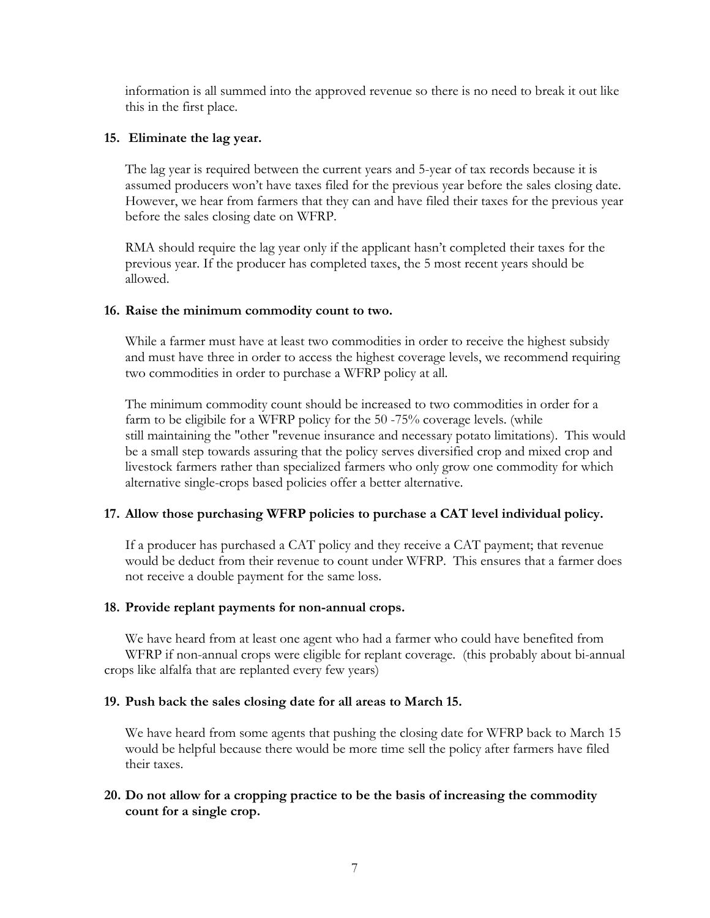information is all summed into the approved revenue so there is no need to break it out like this in the first place.

**15. Eliminate the lag year.**

The lag year is required between the current years and 5-year of tax records because it is assumed producers won't have taxes filed for the previous year before the sales closing date. However, we hear from farmers that they can and have filed their taxes for the previous year before the sales closing date on WFRP.

RMA should require the lag year only if the applicant hasn't completed their taxes for the previous year. If the producer has completed taxes, the 5 most recent years should be allowed.

**16. Raise the minimum commodity count to two.**

While a farmer must have at least two commodities in order to receive the highest subsidy and must have three in order to access the highest coverage levels, we recommend requiring two commodities in order to purchase a WFRP policy at all.

The minimum commodity count should be increased to two commodities in order for a farm to be eligibile for a WFRP policy for the 50 -75% coverage levels. (while still maintaining the "other "revenue insurance and necessary potato limitations). This would be a small step towards assuring that the policy serves diversified crop and mixed crop and livestock farmers rather than specialized farmers who only grow one commodity for which alternative single-crops based policies offer a better alternative.

**17. Allow those purchasing WFRP policies to purchase a CAT level individual policy.**

If a producer has purchased a CAT policy and they receive a CAT payment; that revenue would be deduct from their revenue to count under WFRP. This ensures that a farmer does not receive a double payment for the same loss.

**18. Provide replant payments for non-annual crops.**

We have heard from at least one agent who had a farmer who could have benefited from WFRP if non-annual crops were eligible for replant coverage. (this probably about bi-annual crops like alfalfa that are replanted every few years)

**19. Push back the sales closing date for all areas to March 15.**

We have heard from some agents that pushing the closing date for WFRP back to March 15 would be helpful because there would be more time sell the policy after farmers have filed their taxes.

**20. Do not allow for a cropping practice to be the basis of increasing the commodity count for a single crop.**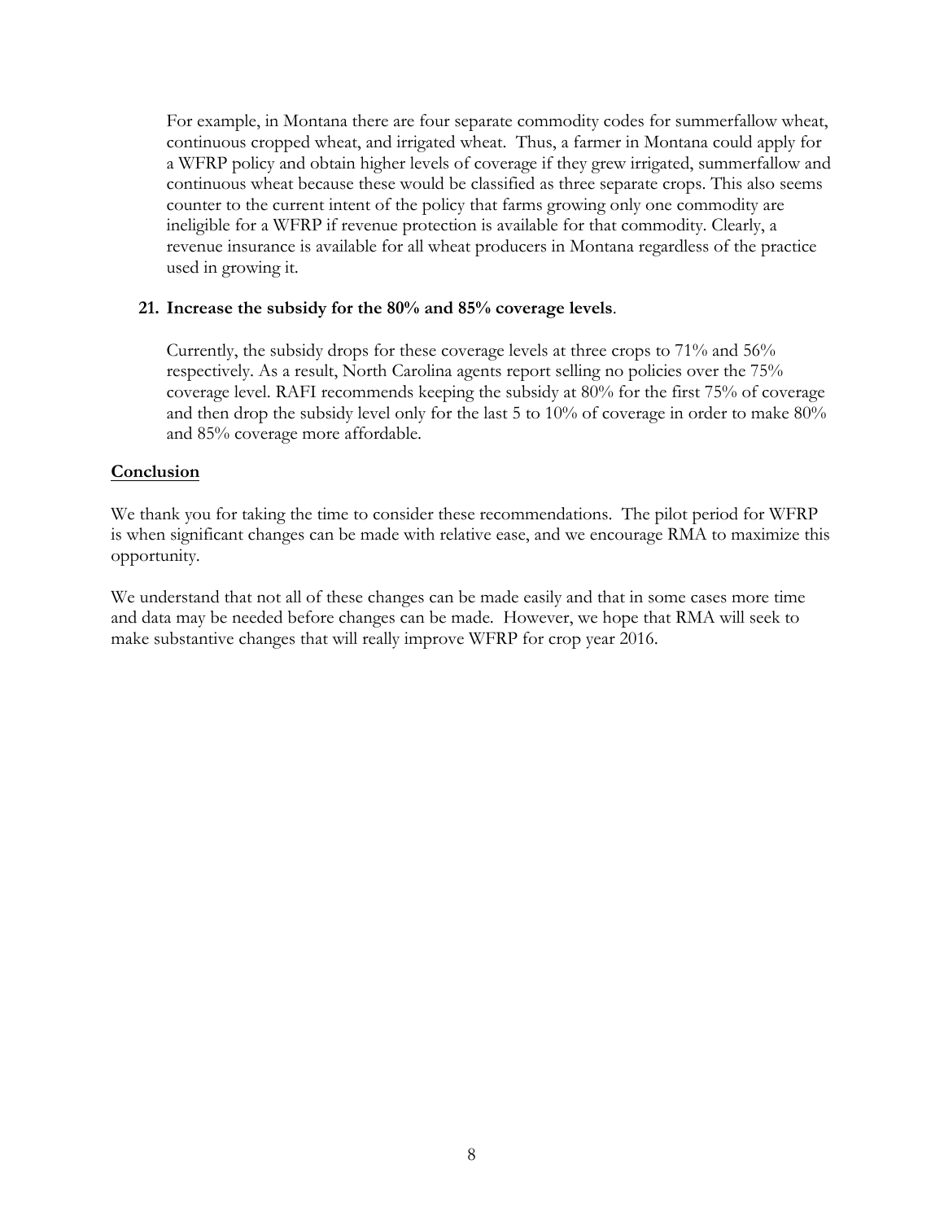For example, in Montana there are four separate commodity codes for summerfallow wheat, continuous cropped wheat, and irrigated wheat. Thus, a farmer in Montana could apply for a WFRP policy and obtain higher levels of coverage if they grew irrigated, summerfallow and continuous wheat because these would be classified as three separate crops. This also seems counter to the current intent of the policy that farms growing only one commodity are ineligible for a WFRP if revenue protection is available for that commodity. Clearly, a revenue insurance is available for all wheat producers in Montana regardless of the practice used in growing it.

21. **Increase the subsidy for the 80% and 85% coverage levels**.

    Currently, the subsidy drops for these coverage levels at three crops to 71% and 56% respectively. As a result, North Carolina agents report selling no policies over the 75% coverage level. RAFI recommends keeping the subsidy at 80% for the first 75% of coverage and then drop the subsidy level only for the last 5 to 10% of coverage in order to make 80% and 85% coverage more affordable.

## Conclusion

We thank you for taking the time to consider these recommendations. The pilot period for WFRP is when significant changes can be made with relative ease, and we encourage RMA to maximize this opportunity.

We understand that not all of these changes can be made easily and that in some cases more time and data may be needed before changes can be made. However, we hope that RMA will seek to make substantive changes that will really improve WFRP for crop year 2016.